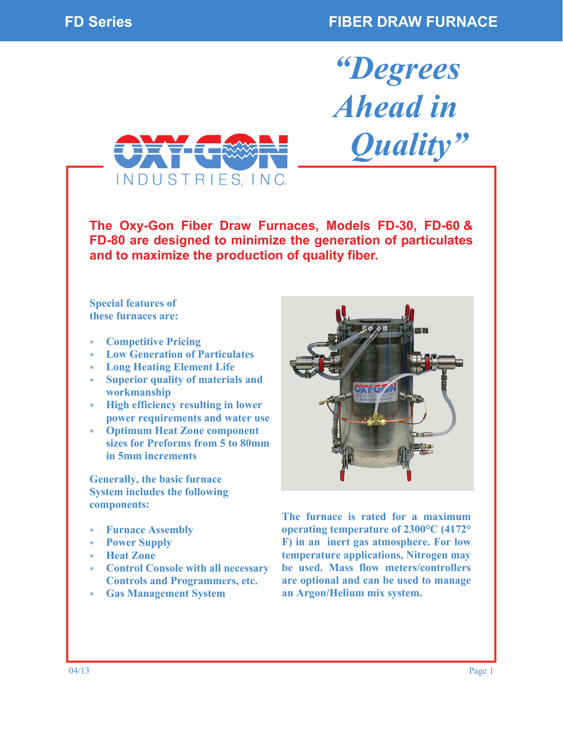# FD Series — FIBER DRAW FURNACE

*"Degrees Ahead in Quality"*

OXY-GON INDUSTRIES, INC.

**The Oxy-Gon Fiber Draw Furnaces, Models FD-30, FD-60 & FD-80 are designed to minimize the generation of particulates and to maximize the production of quality fiber.**

**Special features of these furnaces are:**

- Competitive Pricing
- Low Generation of Particulates
- Long Heating Element Life
- Superior quality of materials and workmanship
- High efficiency resulting in lower power requirements and water use
- Optimum Heat Zone component sizes for Preforms from 5 to 80mm in 5mm increments

**Generally, the basic furnace System includes the following components:**

- Furnace Assembly
- Power Supply
- Heat Zone
- Control Console with all necessary Controls and Programmers, etc.
- Gas Management System

The furnace is rated for a maximum operating temperature of 2300°C (4172° F) in an inert gas atmosphere. For low temperature applications, Nitrogen may be used. Mass flow meters/controllers are optional and can be used to manage an Argon/Helium mix system.

04/13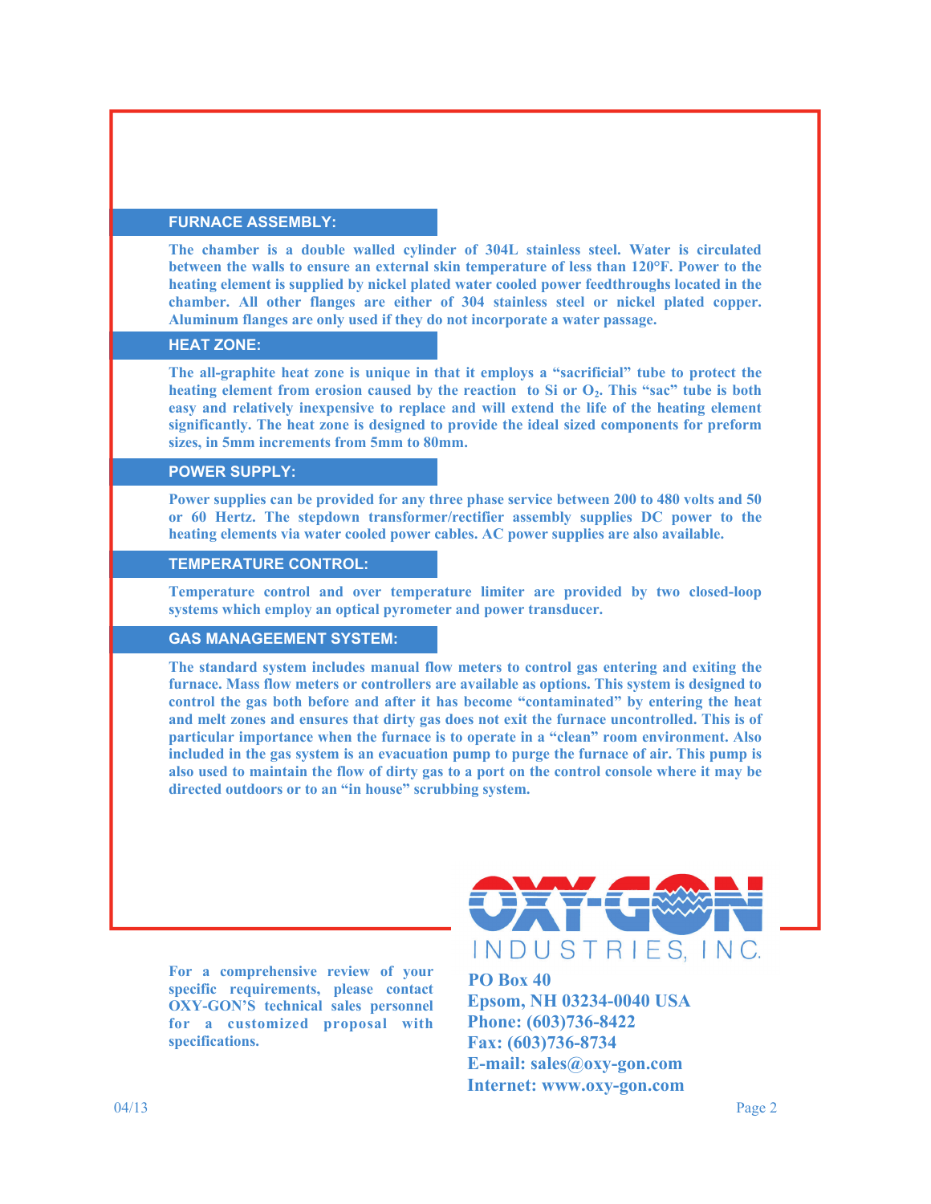## FURNACE ASSEMBLY:

The chamber is a double walled cylinder of 304L stainless steel. Water is circulated between the walls to ensure an external skin temperature of less than 120°F. Power to the heating element is supplied by nickel plated water cooled power feedthroughs located in the chamber. All other flanges are either of 304 stainless steel or nickel plated copper. Aluminum flanges are only used if they do not incorporate a water passage.

## HEAT ZONE:

The all-graphite heat zone is unique in that it employs a "sacrificial" tube to protect the heating element from erosion caused by the reaction to Si or $O_2$. This "sac" tube is both easy and relatively inexpensive to replace and will extend the life of the heating element significantly. The heat zone is designed to provide the ideal sized components for preform sizes, in 5mm increments from 5mm to 80mm.

## POWER SUPPLY:

Power supplies can be provided for any three phase service between 200 to 480 volts and 50 or 60 Hertz. The stepdown transformer/rectifier assembly supplies DC power to the heating elements via water cooled power cables. AC power supplies are also available.

## TEMPERATURE CONTROL:

Temperature control and over temperature limiter are provided by two closed-loop systems which employ an optical pyrometer and power transducer.

## GAS MANAGEEMENT SYSTEM:

The standard system includes manual flow meters to control gas entering and exiting the furnace. Mass flow meters or controllers are available as options. This system is designed to control the gas both before and after it has become "contaminated" by entering the heat and melt zones and ensures that dirty gas does not exit the furnace uncontrolled. This is of particular importance when the furnace is to operate in a "clean" room environment. Also included in the gas system is an evacuation pump to purge the furnace of air. This pump is also used to maintain the flow of dirty gas to a port on the control console where it may be directed outdoors or to an "in house" scrubbing system.

For a comprehensive review of your specific requirements, please contact OXY-GON'S technical sales personnel for a customized proposal with specifications.

OXY-GON INDUSTRIES, INC.

PO Box 40
Epsom, NH 03234-0040 USA
Phone: (603)736-8422
Fax: (603)736-8734
E-mail: sales@oxy-gon.com
Internet: www.oxy-gon.com

04/13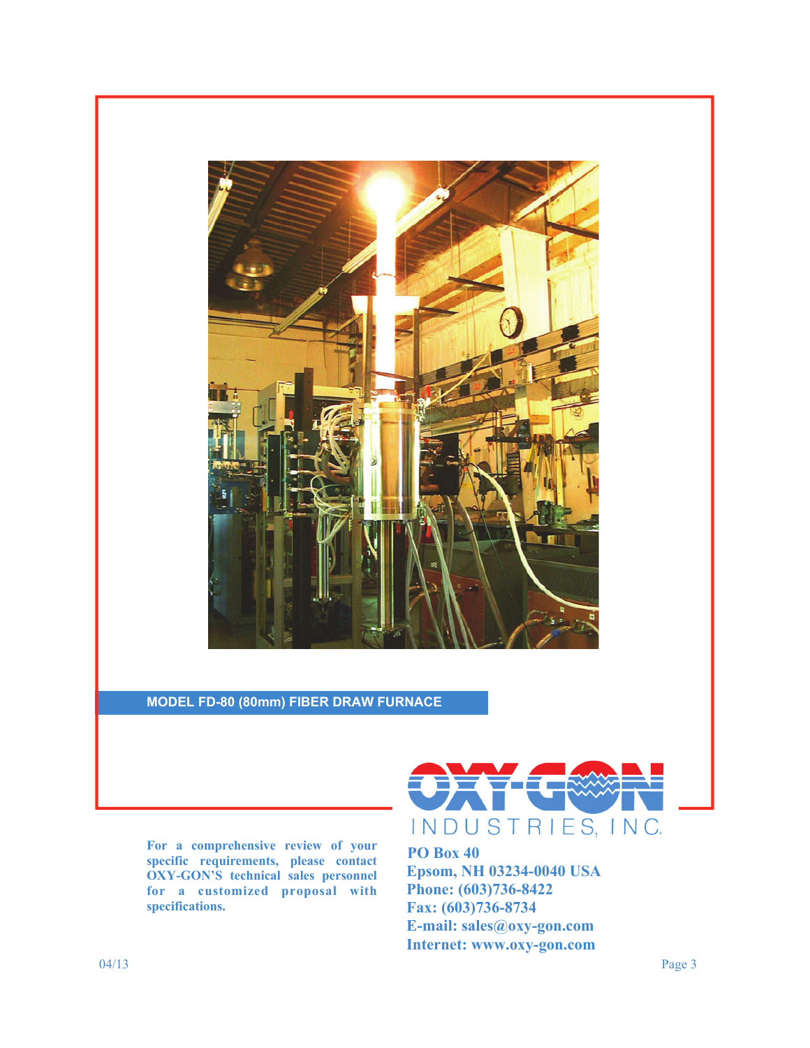**MODEL FD-80 (80mm) FIBER DRAW FURNACE**

OXY-GON INDUSTRIES, INC.

**For a comprehensive review of your specific requirements, please contact OXY-GON'S technical sales personnel for a customized proposal with specifications.**

**PO Box 40**
**Epsom, NH 03234-0040 USA**
**Phone: (603)736-8422**
**Fax: (603)736-8734**
**E-mail: sales@oxy-gon.com**
**Internet: www.oxy-gon.com**

04/13